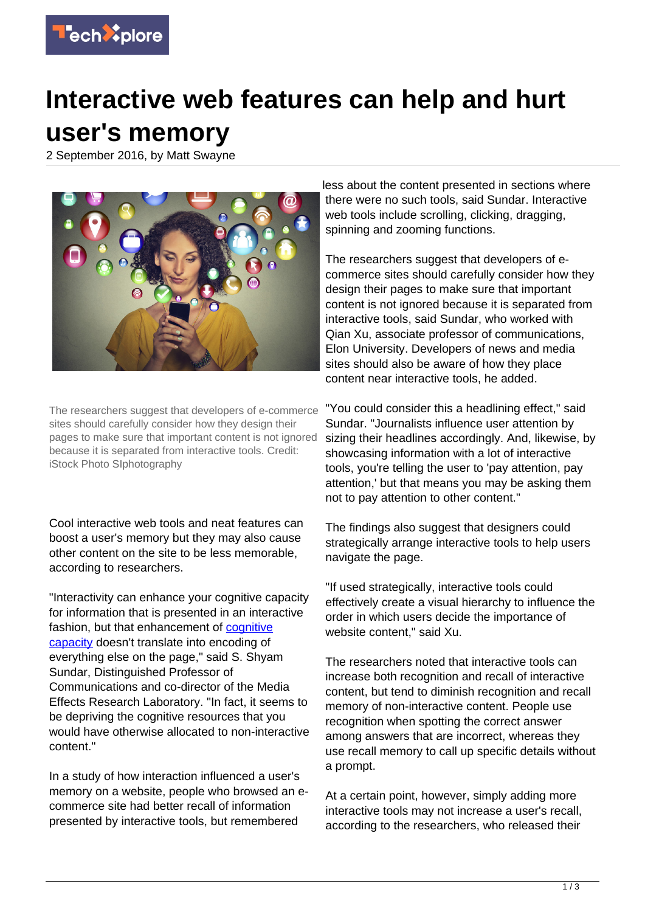# Interactive web features can help and hurt user's memory

2 September 2016, by Matt Swayne

The researchers suggest that developers of e-commerce sites should carefully consider how they design their pages to make sure that important content is not ignored because it is separated from interactive tools. Credit: iStock Photo SIphotography

Cool interactive web tools and neat features can boost a user's memory but they may also cause other content on the site to be less memorable, according to researchers.

"Interactivity can enhance your cognitive capacity for information that is presented in an interactive fashion, but that enhancement of cognitive capacity doesn't translate into encoding of everything else on the page," said S. Shyam Sundar, Distinguished Professor of Communications and co-director of the Media Effects Research Laboratory. "In fact, it seems to be depriving the cognitive resources that you would have otherwise allocated to non-interactive content."

In a study of how interaction influenced a user's memory on a website, people who browsed an e-commerce site had better recall of information presented by interactive tools, but remembered less about the content presented in sections where there were no such tools, said Sundar. Interactive web tools include scrolling, clicking, dragging, spinning and zooming functions.

The researchers suggest that developers of e-commerce sites should carefully consider how they design their pages to make sure that important content is not ignored because it is separated from interactive tools, said Sundar, who worked with Qian Xu, associate professor of communications, Elon University. Developers of news and media sites should also be aware of how they place content near interactive tools, he added.

"You could consider this a headlining effect," said Sundar. "Journalists influence user attention by sizing their headlines accordingly. And, likewise, by showcasing information with a lot of interactive tools, you're telling the user to 'pay attention, pay attention,' but that means you may be asking them not to pay attention to other content."

The findings also suggest that designers could strategically arrange interactive tools to help users navigate the page.

"If used strategically, interactive tools could effectively create a visual hierarchy to influence the order in which users decide the importance of website content," said Xu.

The researchers noted that interactive tools can increase both recognition and recall of interactive content, but tend to diminish recognition and recall memory of non-interactive content. People use recognition when spotting the correct answer among answers that are incorrect, whereas they use recall memory to call up specific details without a prompt.

At a certain point, however, simply adding more interactive tools may not increase a user's recall, according to the researchers, who released their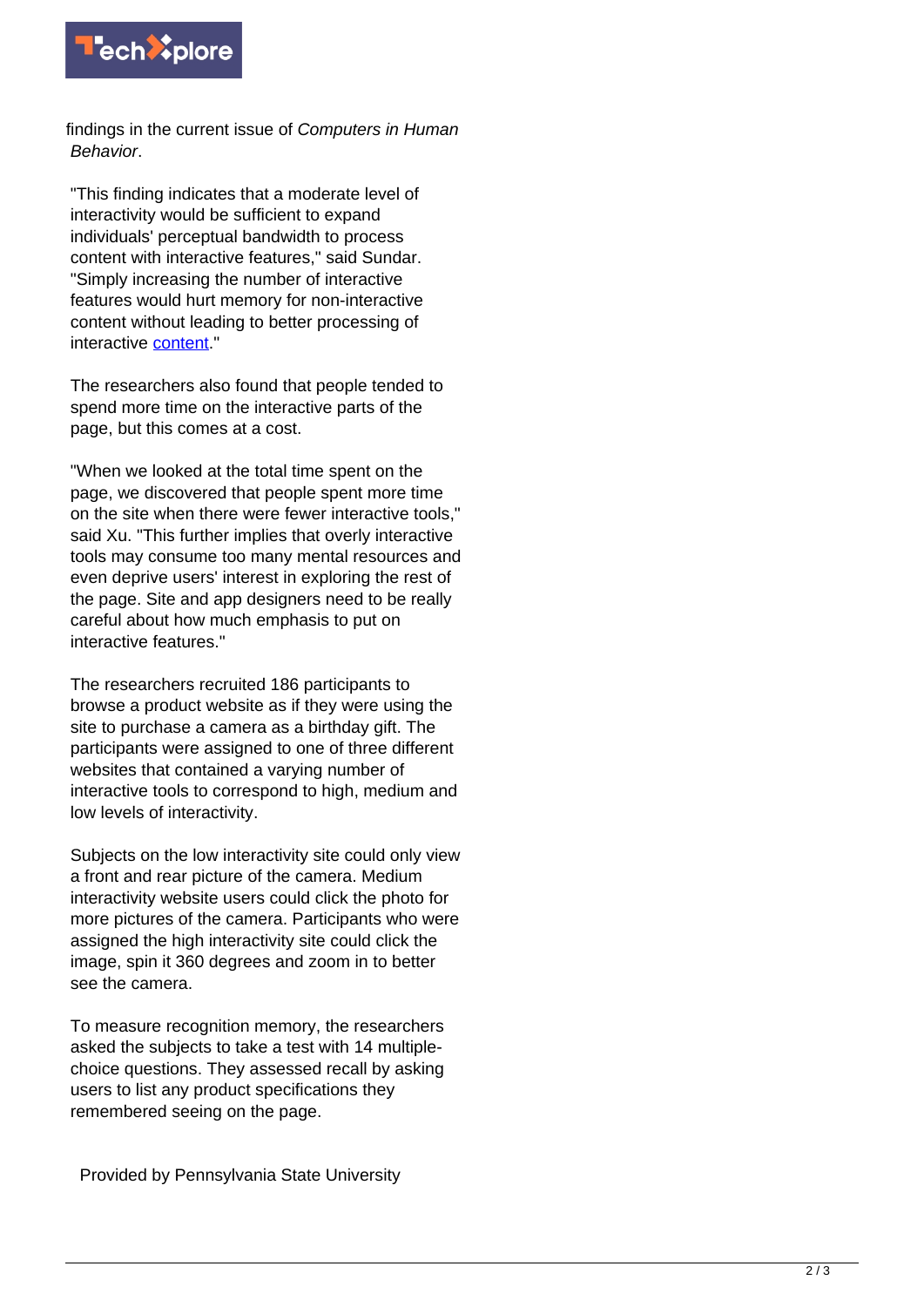findings in the current issue of *Computers in Human Behavior*.

"This finding indicates that a moderate level of interactivity would be sufficient to expand individuals' perceptual bandwidth to process content with interactive features," said Sundar. "Simply increasing the number of interactive features would hurt memory for non-interactive content without leading to better processing of interactive content."

The researchers also found that people tended to spend more time on the interactive parts of the page, but this comes at a cost.

"When we looked at the total time spent on the page, we discovered that people spent more time on the site when there were fewer interactive tools," said Xu. "This further implies that overly interactive tools may consume too many mental resources and even deprive users' interest in exploring the rest of the page. Site and app designers need to be really careful about how much emphasis to put on interactive features."

The researchers recruited 186 participants to browse a product website as if they were using the site to purchase a camera as a birthday gift. The participants were assigned to one of three different websites that contained a varying number of interactive tools to correspond to high, medium and low levels of interactivity.

Subjects on the low interactivity site could only view a front and rear picture of the camera. Medium interactivity website users could click the photo for more pictures of the camera. Participants who were assigned the high interactivity site could click the image, spin it 360 degrees and zoom in to better see the camera.

To measure recognition memory, the researchers asked the subjects to take a test with 14 multiple-choice questions. They assessed recall by asking users to list any product specifications they remembered seeing on the page.

Provided by Pennsylvania State University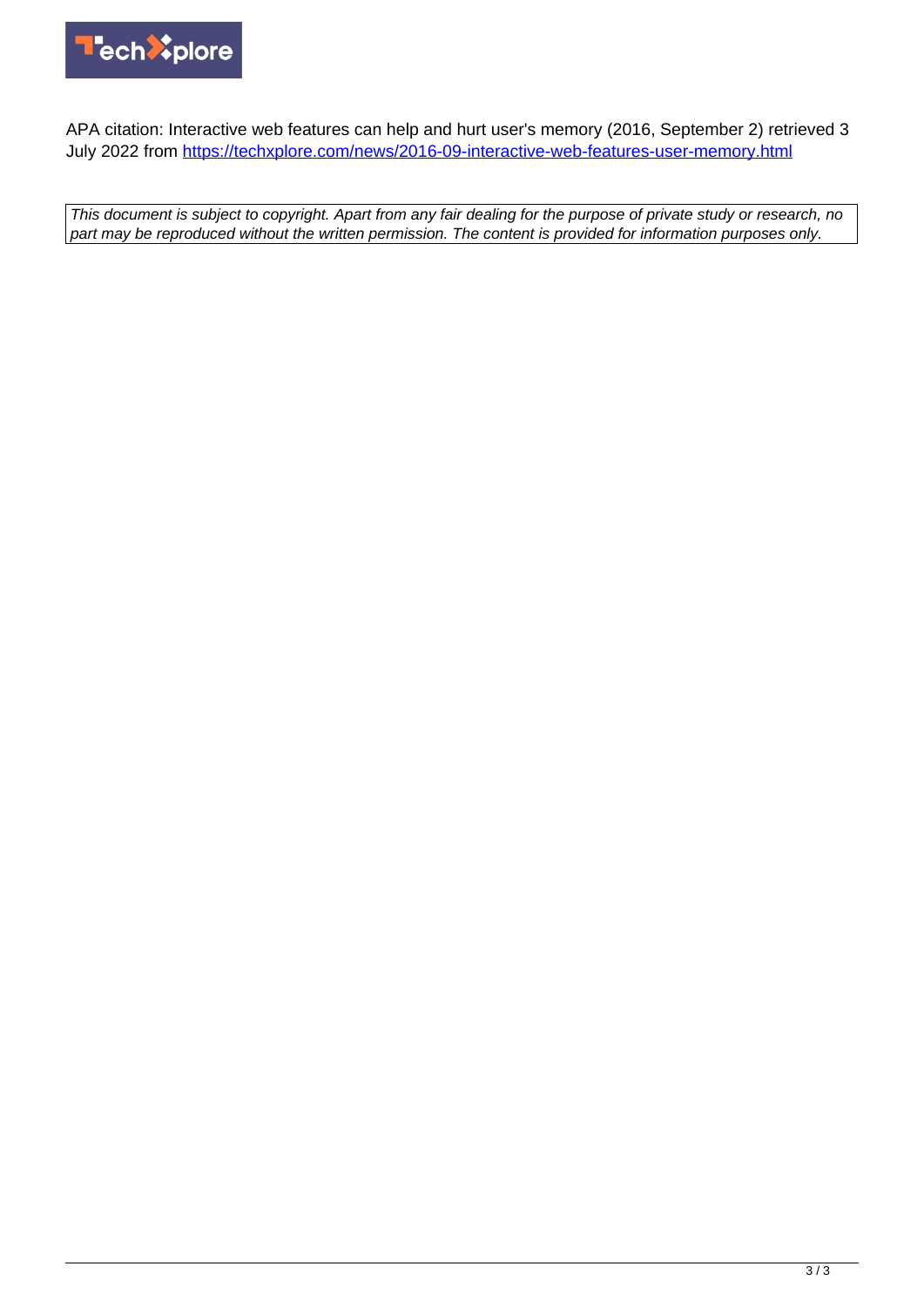APA citation: Interactive web features can help and hurt user's memory (2016, September 2) retrieved 3 July 2022 from https://techxplore.com/news/2016-09-interactive-web-features-user-memory.html

*This document is subject to copyright. Apart from any fair dealing for the purpose of private study or research, no part may be reproduced without the written permission. The content is provided for information purposes only.*